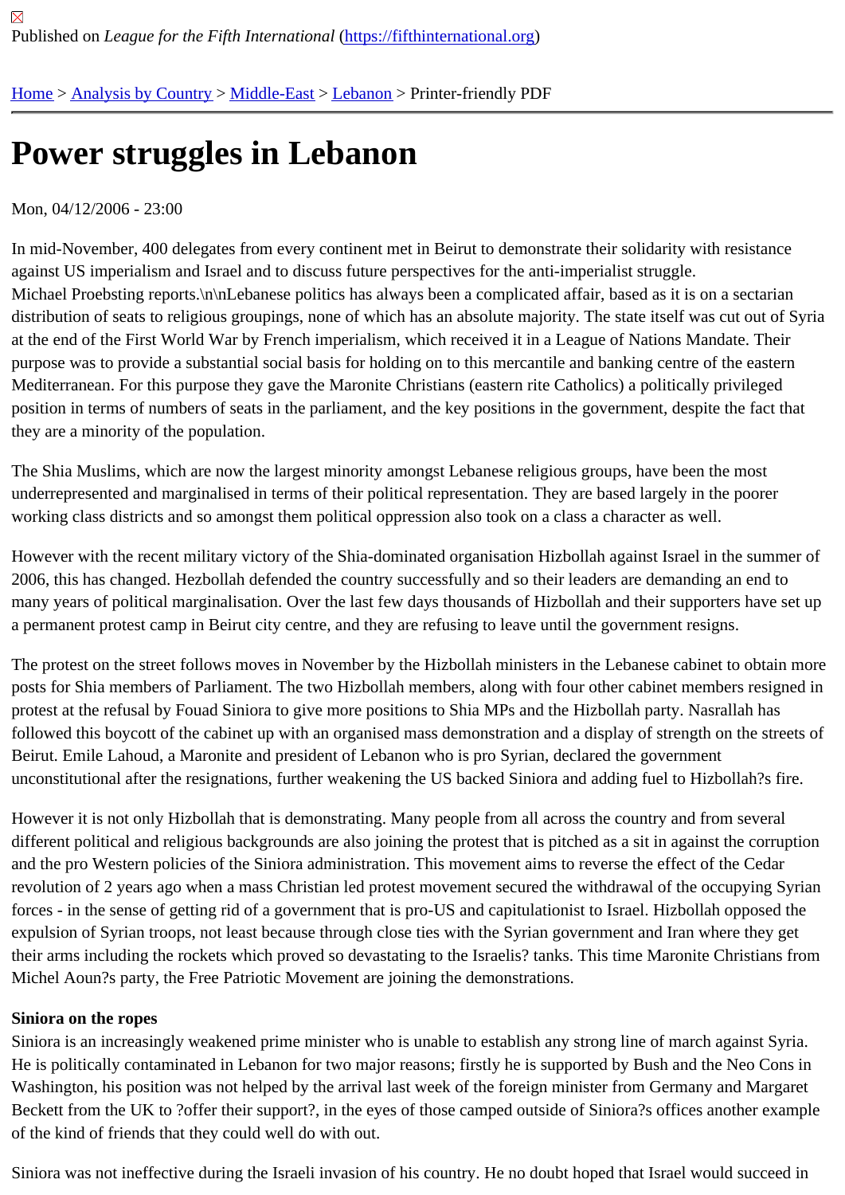Published on *League for the Fifth International* (https://fifthinternational.org)

Home > Analysis by Country > Middle-East > Lebanon > Printer-friendly PDF

# Power struggles in Lebanon

Mon, 04/12/2006 - 23:00

In mid-November, 400 delegates from every continent met in Beirut to demonstrate their solidarity with resistance against US imperialism and Israel and to discuss future perspectives for the anti-imperialist struggle. Michael Proebsting reports.\n\nLebanese politics has always been a complicated affair, based as it is on a sectarian distribution of seats to religious groupings, none of which has an absolute majority. The state itself was cut out of Syria at the end of the First World War by French imperialism, which received it in a League of Nations Mandate. Their purpose was to provide a substantial social basis for holding on to this mercantile and banking centre of the eastern Mediterranean. For this purpose they gave the Maronite Christians (eastern rite Catholics) a politically privileged position in terms of numbers of seats in the parliament, and the key positions in the government, despite the fact that they are a minority of the population.

The Shia Muslims, which are now the largest minority amongst Lebanese religious groups, have been the most underrepresented and marginalised in terms of their political representation. They are based largely in the poorer working class districts and so amongst them political oppression also took on a class a character as well.

However with the recent military victory of the Shia-dominated organisation Hizbollah against Israel in the summer of 2006, this has changed. Hezbollah defended the country successfully and so their leaders are demanding an end to many years of political marginalisation. Over the last few days thousands of Hizbollah and their supporters have set up a permanent protest camp in Beirut city centre, and they are refusing to leave until the government resigns.

The protest on the street follows moves in November by the Hizbollah ministers in the Lebanese cabinet to obtain more posts for Shia members of Parliament. The two Hizbollah members, along with four other cabinet members resigned in protest at the refusal by Fouad Siniora to give more positions to Shia MPs and the Hizbollah party. Nasrallah has followed this boycott of the cabinet up with an organised mass demonstration and a display of strength on the streets of Beirut. Emile Lahoud, a Maronite and president of Lebanon who is pro Syrian, declared the government unconstitutional after the resignations, further weakening the US backed Siniora and adding fuel to Hizbollah?s fire.

However it is not only Hizbollah that is demonstrating. Many people from all across the country and from several different political and religious backgrounds are also joining the protest that is pitched as a sit in against the corruption and the pro Western policies of the Siniora administration. This movement aims to reverse the effect of the Cedar revolution of 2 years ago when a mass Christian led protest movement secured the withdrawal of the occupying Syrian forces - in the sense of getting rid of a government that is pro-US and capitulationist to Israel. Hizbollah opposed the expulsion of Syrian troops, not least because through close ties with the Syrian government and Iran where they get their arms including the rockets which proved so devastating to the Israelis? tanks. This time Maronite Christians from Michel Aoun?s party, the Free Patriotic Movement are joining the demonstrations.

**Siniora on the ropes**

Siniora is an increasingly weakened prime minister who is unable to establish any strong line of march against Syria. He is politically contaminated in Lebanon for two major reasons; firstly he is supported by Bush and the Neo Cons in Washington, his position was not helped by the arrival last week of the foreign minister from Germany and Margaret Beckett from the UK to ?offer their support?, in the eyes of those camped outside of Siniora?s offices another example of the kind of friends that they could well do with out.

Siniora was not ineffective during the Israeli invasion of his country. He no doubt hoped that Israel would succeed in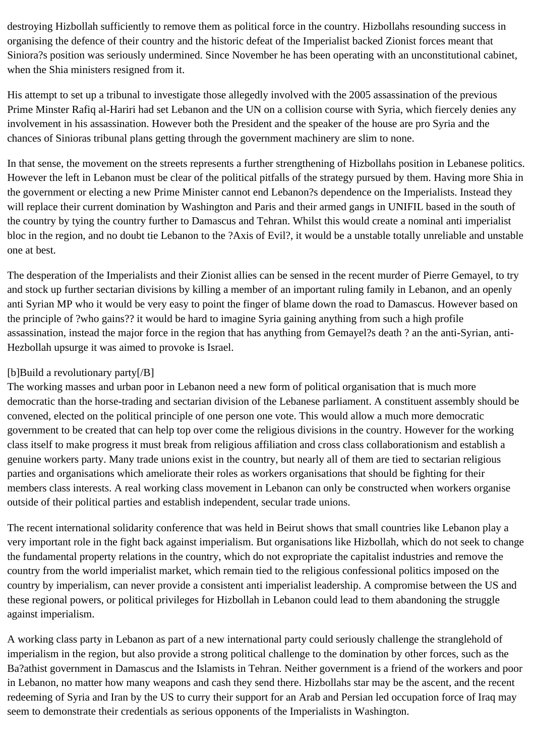destroying Hizbollah sufficiently to remove them as political force in the country. Hizbollahs resounding success in organising the defence of their country and the historic defeat of the Imperialist backed Zionist forces meant that Siniora?s position was seriously undermined. Since November he has been operating with an unconstitutional cabinet, when the Shia ministers resigned from it.

His attempt to set up a tribunal to investigate those allegedly involved with the 2005 assassination of the previous Prime Minster Rafiq al-Hariri had set Lebanon and the UN on a collision course with Syria, which fiercely denies any involvement in his assassination. However both the President and the speaker of the house are pro Syria and the chances of Sinioras tribunal plans getting through the government machinery are slim to none.

In that sense, the movement on the streets represents a further strengthening of Hizbollahs position in Lebanese politics. However the left in Lebanon must be clear of the political pitfalls of the strategy pursued by them. Having more Shia in the government or electing a new Prime Minister cannot end Lebanon?s dependence on the Imperialists. Instead they will replace their current domination by Washington and Paris and their armed gangs in UNIFIL based in the south of the country by tying the country further to Damascus and Tehran. Whilst this would create a nominal anti imperialist bloc in the region, and no doubt tie Lebanon to the ?Axis of Evil?, it would be a unstable totally unreliable and unstable one at best.

The desperation of the Imperialists and their Zionist allies can be sensed in the recent murder of Pierre Gemayel, to try and stock up further sectarian divisions by killing a member of an important ruling family in Lebanon, and an openly anti Syrian MP who it would be very easy to point the finger of blame down the road to Damascus. However based on the principle of ?who gains?? it would be hard to imagine Syria gaining anything from such a high profile assassination, instead the major force in the region that has anything from Gemayel?s death ? an the anti-Syrian, anti-Hezbollah upsurge it was aimed to provoke is Israel.

[b]Build a revolutionary party[/B]
The working masses and urban poor in Lebanon need a new form of political organisation that is much more democratic than the horse-trading and sectarian division of the Lebanese parliament. A constituent assembly should be convened, elected on the political principle of one person one vote. This would allow a much more democratic government to be created that can help top over come the religious divisions in the country. However for the working class itself to make progress it must break from religious affiliation and cross class collaborationism and establish a genuine workers party. Many trade unions exist in the country, but nearly all of them are tied to sectarian religious parties and organisations which ameliorate their roles as workers organisations that should be fighting for their members class interests. A real working class movement in Lebanon can only be constructed when workers organise outside of their political parties and establish independent, secular trade unions.

The recent international solidarity conference that was held in Beirut shows that small countries like Lebanon play a very important role in the fight back against imperialism. But organisations like Hizbollah, which do not seek to change the fundamental property relations in the country, which do not expropriate the capitalist industries and remove the country from the world imperialist market, which remain tied to the religious confessional politics imposed on the country by imperialism, can never provide a consistent anti imperialist leadership. A compromise between the US and these regional powers, or political privileges for Hizbollah in Lebanon could lead to them abandoning the struggle against imperialism.

A working class party in Lebanon as part of a new international party could seriously challenge the stranglehold of imperialism in the region, but also provide a strong political challenge to the domination by other forces, such as the Ba?athist government in Damascus and the Islamists in Tehran. Neither government is a friend of the workers and poor in Lebanon, no matter how many weapons and cash they send there. Hizbollahs star may be the ascent, and the recent redeeming of Syria and Iran by the US to curry their support for an Arab and Persian led occupation force of Iraq may seem to demonstrate their credentials as serious opponents of the Imperialists in Washington.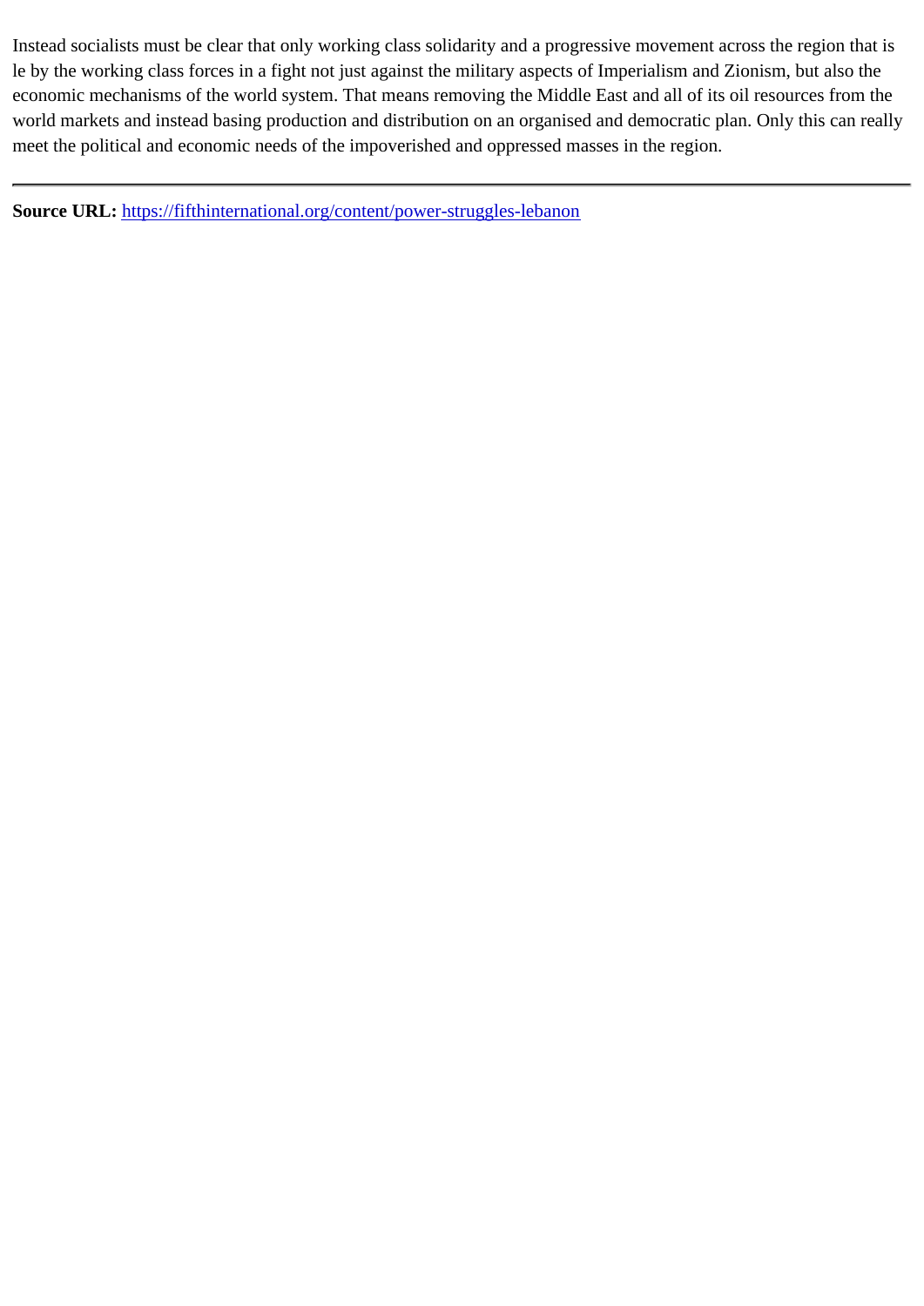Instead socialists must be clear that only working class solidarity and a progressive movement across the region that is le by the working class forces in a fight not just against the military aspects of Imperialism and Zionism, but also the economic mechanisms of the world system. That means removing the Middle East and all of its oil resources from the world markets and instead basing production and distribution on an organised and democratic plan. Only this can really meet the political and economic needs of the impoverished and oppressed masses in the region.

---

**Source URL:** https://fifthinternational.org/content/power-struggles-lebanon